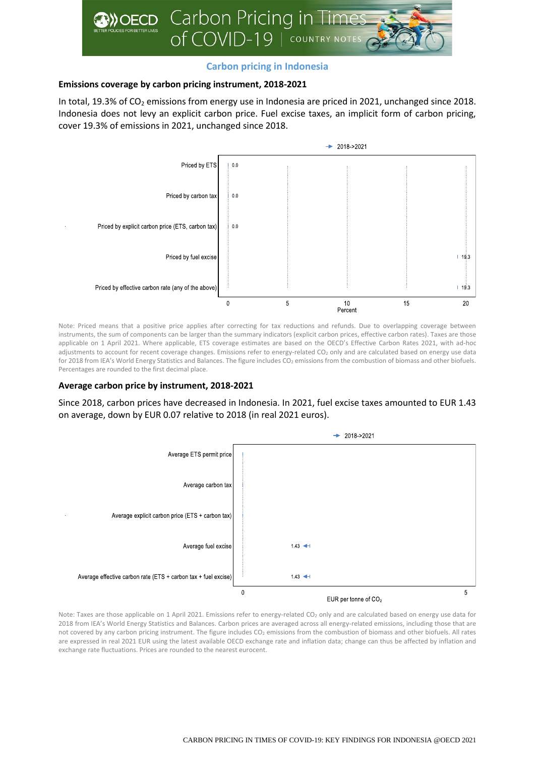## Carbon pricing in Indonesia

### Emissions coverage by carbon pricing instrument, 2018-2021

In total, 19.3% of $CO_2$ emissions from energy use in Indonesia are priced in 2021, unchanged since 2018. Indonesia does not levy an explicit carbon price. Fuel excise taxes, an implicit form of carbon pricing, cover 19.3% of emissions in 2021, unchanged since 2018.

| Instrument | 2018->2021 (Percent) |
|---|---|
| Priced by ETS | 0.0 |
| Priced by carbon tax | 0.0 |
| Priced by explicit carbon price (ETS, carbon tax) | 0.0 |
| Priced by fuel excise | 19.3 |
| Priced by effective carbon rate (any of the above) | 19.3 |

Note: Priced means that a positive price applies after correcting for tax reductions and refunds. Due to overlapping coverage between instruments, the sum of components can be larger than the summary indicators (explicit carbon prices, effective carbon rates). Taxes are those applicable on 1 April 2021. Where applicable, ETS coverage estimates are based on the OECD's Effective Carbon Rates 2021, with ad-hoc adjustments to account for recent coverage changes. Emissions refer to energy-related $CO_2$ only and are calculated based on energy use data for 2018 from IEA's World Energy Statistics and Balances. The figure includes $CO_2$ emissions from the combustion of biomass and other biofuels. Percentages are rounded to the first decimal place.

### Average carbon price by instrument, 2018-2021

Since 2018, carbon prices have decreased in Indonesia. In 2021, fuel excise taxes amounted to EUR 1.43 on average, down by EUR 0.07 relative to 2018 (in real 2021 euros).

| Instrument | 2018->2021 (EUR per tonne of $CO_2$) |
|---|---|
| Average ETS permit price | |
| Average carbon tax | |
| Average explicit carbon price (ETS + carbon tax) | |
| Average fuel excise | 1.43 |
| Average effective carbon rate (ETS + carbon tax + fuel excise) | 1.43 |

Note: Taxes are those applicable on 1 April 2021. Emissions refer to energy-related $CO_2$ only and are calculated based on energy use data for 2018 from IEA's World Energy Statistics and Balances. Carbon prices are averaged across all energy-related emissions, including those that are not covered by any carbon pricing instrument. The figure includes $CO_2$ emissions from the combustion of biomass and other biofuels. All rates are expressed in real 2021 EUR using the latest available OECD exchange rate and inflation data; change can thus be affected by inflation and exchange rate fluctuations. Prices are rounded to the nearest eurocent.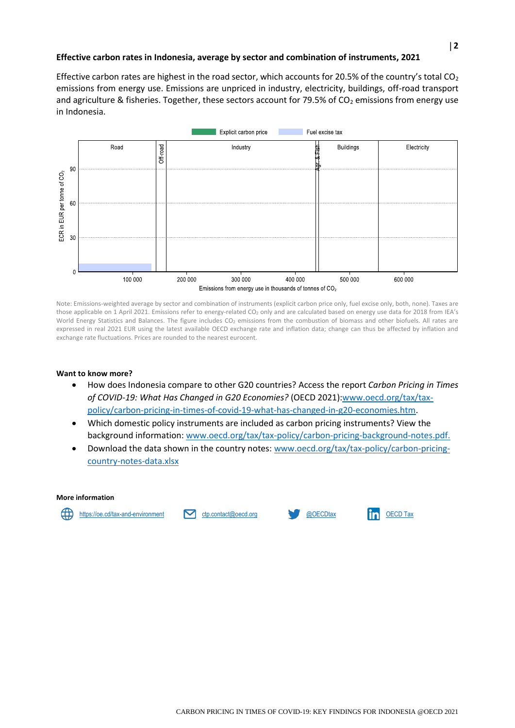### Effective carbon rates in Indonesia, average by sector and combination of instruments, 2021

Effective carbon rates are highest in the road sector, which accounts for 20.5% of the country's total $CO_2$ emissions from energy use. Emissions are unpriced in industry, electricity, buildings, off-road transport and agriculture & fisheries. Together, these sectors account for 79.5% of $CO_2$ emissions from energy use in Indonesia.

Explicit carbon price
Fuel excise tax

Road
Off-road
Industry
Agr. & Fish
Buildings
Electricity

ECR in EUR per tonne of $CO_2$

0
30
60
90

100 000
200 000
300 000
400 000
500 000
600 000

Emissions from energy use in thousands of tonnes of $CO_2$

Note: Emissions-weighted average by sector and combination of instruments (explicit carbon price only, fuel excise only, both, none). Taxes are those applicable on 1 April 2021. Emissions refer to energy-related $CO_2$ only and are calculated based on energy use data for 2018 from IEA's World Energy Statistics and Balances. The figure includes $CO_2$ emissions from the combustion of biomass and other biofuels. All rates are expressed in real 2021 EUR using the latest available OECD exchange rate and inflation data; change can thus be affected by inflation and exchange rate fluctuations. Prices are rounded to the nearest eurocent.

**Want to know more?**

- How does Indonesia compare to other G20 countries? Access the report *Carbon Pricing in Times of COVID-19: What Has Changed in G20 Economies?* (OECD 2021):www.oecd.org/tax/tax-policy/carbon-pricing-in-times-of-covid-19-what-has-changed-in-g20-economies.htm.
- Which domestic policy instruments are included as carbon pricing instruments? View the background information: www.oecd.org/tax/tax-policy/carbon-pricing-background-notes.pdf.
- Download the data shown in the country notes: www.oecd.org/tax/tax-policy/carbon-pricing-country-notes-data.xlsx

**More information**

https://oe.cd/tax-and-environment ctp.contact@oecd.org @OECDtax OECD Tax